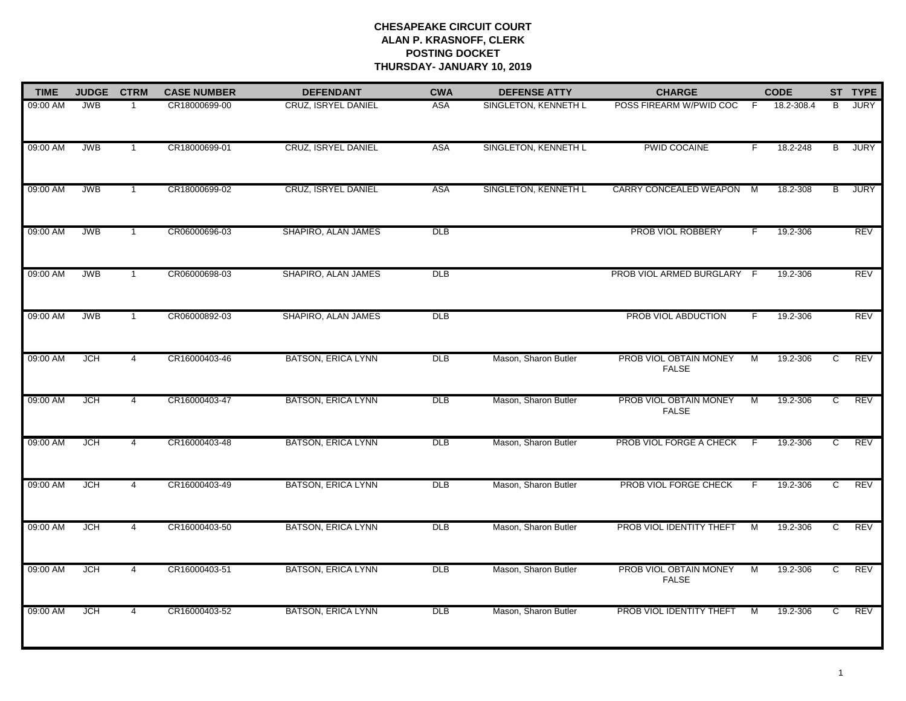**CHESAPEAKE CIRCUIT COURT**
**ALAN P. KRASNOFF, CLERK**
**POSTING DOCKET**
**THURSDAY- JANUARY 10, 2019**

| TIME | JUDGE | CTRM | CASE NUMBER | DEFENDANT | CWA | DEFENSE ATTY | CHARGE | | CODE | ST | TYPE |
|---|---|---|---|---|---|---|---|---|---|---|---|
| 09:00 AM | JWB | 1 | CR18000699-00 | CRUZ, ISRYEL DANIEL | ASA | SINGLETON, KENNETH L | POSS FIREARM W/PWID COC | F | 18.2-308.4 | B | JURY |
| 09:00 AM | JWB | 1 | CR18000699-01 | CRUZ, ISRYEL DANIEL | ASA | SINGLETON, KENNETH L | PWID COCAINE | F | 18.2-248 | B | JURY |
| 09:00 AM | JWB | 1 | CR18000699-02 | CRUZ, ISRYEL DANIEL | ASA | SINGLETON, KENNETH L | CARRY CONCEALED WEAPON | M | 18.2-308 | B | JURY |
| 09:00 AM | JWB | 1 | CR06000696-03 | SHAPIRO, ALAN JAMES | DLB | | PROB VIOL ROBBERY | F | 19.2-306 | | REV |
| 09:00 AM | JWB | 1 | CR06000698-03 | SHAPIRO, ALAN JAMES | DLB | | PROB VIOL ARMED BURGLARY | F | 19.2-306 | | REV |
| 09:00 AM | JWB | 1 | CR06000892-03 | SHAPIRO, ALAN JAMES | DLB | | PROB VIOL ABDUCTION | F | 19.2-306 | | REV |
| 09:00 AM | JCH | 4 | CR16000403-46 | BATSON, ERICA LYNN | DLB | Mason, Sharon Butler | PROB VIOL OBTAIN MONEY FALSE | M | 19.2-306 | C | REV |
| 09:00 AM | JCH | 4 | CR16000403-47 | BATSON, ERICA LYNN | DLB | Mason, Sharon Butler | PROB VIOL OBTAIN MONEY FALSE | M | 19.2-306 | C | REV |
| 09:00 AM | JCH | 4 | CR16000403-48 | BATSON, ERICA LYNN | DLB | Mason, Sharon Butler | PROB VIOL FORGE A CHECK | F | 19.2-306 | C | REV |
| 09:00 AM | JCH | 4 | CR16000403-49 | BATSON, ERICA LYNN | DLB | Mason, Sharon Butler | PROB VIOL FORGE CHECK | F | 19.2-306 | C | REV |
| 09:00 AM | JCH | 4 | CR16000403-50 | BATSON, ERICA LYNN | DLB | Mason, Sharon Butler | PROB VIOL IDENTITY THEFT | M | 19.2-306 | C | REV |
| 09:00 AM | JCH | 4 | CR16000403-51 | BATSON, ERICA LYNN | DLB | Mason, Sharon Butler | PROB VIOL OBTAIN MONEY FALSE | M | 19.2-306 | C | REV |
| 09:00 AM | JCH | 4 | CR16000403-52 | BATSON, ERICA LYNN | DLB | Mason, Sharon Butler | PROB VIOL IDENTITY THEFT | M | 19.2-306 | C | REV |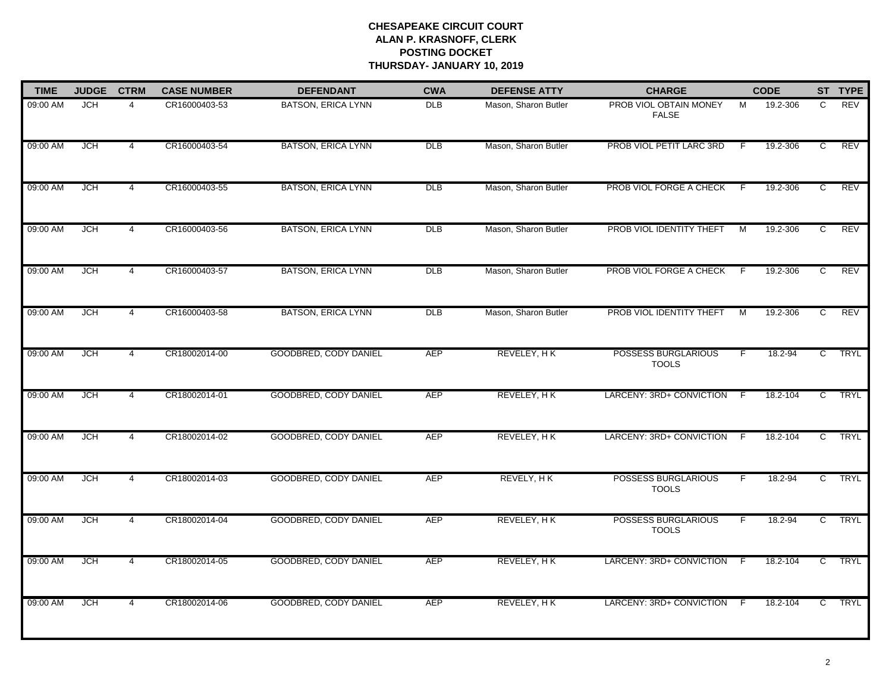**CHESAPEAKE CIRCUIT COURT**
**ALAN P. KRASNOFF, CLERK**
**POSTING DOCKET**
**THURSDAY- JANUARY 10, 2019**

| TIME | JUDGE | CTRM | CASE NUMBER | DEFENDANT | CWA | DEFENSE ATTY | CHARGE | | CODE | ST | TYPE |
|---|---|---|---|---|---|---|---|---|---|---|---|
| 09:00 AM | JCH | 4 | CR16000403-53 | BATSON, ERICA LYNN | DLB | Mason, Sharon Butler | PROB VIOL OBTAIN MONEY FALSE | M | 19.2-306 | C | REV |
| 09:00 AM | JCH | 4 | CR16000403-54 | BATSON, ERICA LYNN | DLB | Mason, Sharon Butler | PROB VIOL PETIT LARC 3RD | F | 19.2-306 | C | REV |
| 09:00 AM | JCH | 4 | CR16000403-55 | BATSON, ERICA LYNN | DLB | Mason, Sharon Butler | PROB VIOL FORGE A CHECK | F | 19.2-306 | C | REV |
| 09:00 AM | JCH | 4 | CR16000403-56 | BATSON, ERICA LYNN | DLB | Mason, Sharon Butler | PROB VIOL IDENTITY THEFT | M | 19.2-306 | C | REV |
| 09:00 AM | JCH | 4 | CR16000403-57 | BATSON, ERICA LYNN | DLB | Mason, Sharon Butler | PROB VIOL FORGE A CHECK | F | 19.2-306 | C | REV |
| 09:00 AM | JCH | 4 | CR16000403-58 | BATSON, ERICA LYNN | DLB | Mason, Sharon Butler | PROB VIOL IDENTITY THEFT | M | 19.2-306 | C | REV |
| 09:00 AM | JCH | 4 | CR18002014-00 | GOODBRED, CODY DANIEL | AEP | REVELEY, H K | POSSESS BURGLARIOUS TOOLS | F | 18.2-94 | C | TRYL |
| 09:00 AM | JCH | 4 | CR18002014-01 | GOODBRED, CODY DANIEL | AEP | REVELEY, H K | LARCENY: 3RD+ CONVICTION | F | 18.2-104 | C | TRYL |
| 09:00 AM | JCH | 4 | CR18002014-02 | GOODBRED, CODY DANIEL | AEP | REVELEY, H K | LARCENY: 3RD+ CONVICTION | F | 18.2-104 | C | TRYL |
| 09:00 AM | JCH | 4 | CR18002014-03 | GOODBRED, CODY DANIEL | AEP | REVELY, H K | POSSESS BURGLARIOUS TOOLS | F | 18.2-94 | C | TRYL |
| 09:00 AM | JCH | 4 | CR18002014-04 | GOODBRED, CODY DANIEL | AEP | REVELEY, H K | POSSESS BURGLARIOUS TOOLS | F | 18.2-94 | C | TRYL |
| 09:00 AM | JCH | 4 | CR18002014-05 | GOODBRED, CODY DANIEL | AEP | REVELEY, H K | LARCENY: 3RD+ CONVICTION | F | 18.2-104 | C | TRYL |
| 09:00 AM | JCH | 4 | CR18002014-06 | GOODBRED, CODY DANIEL | AEP | REVELEY, H K | LARCENY: 3RD+ CONVICTION | F | 18.2-104 | C | TRYL |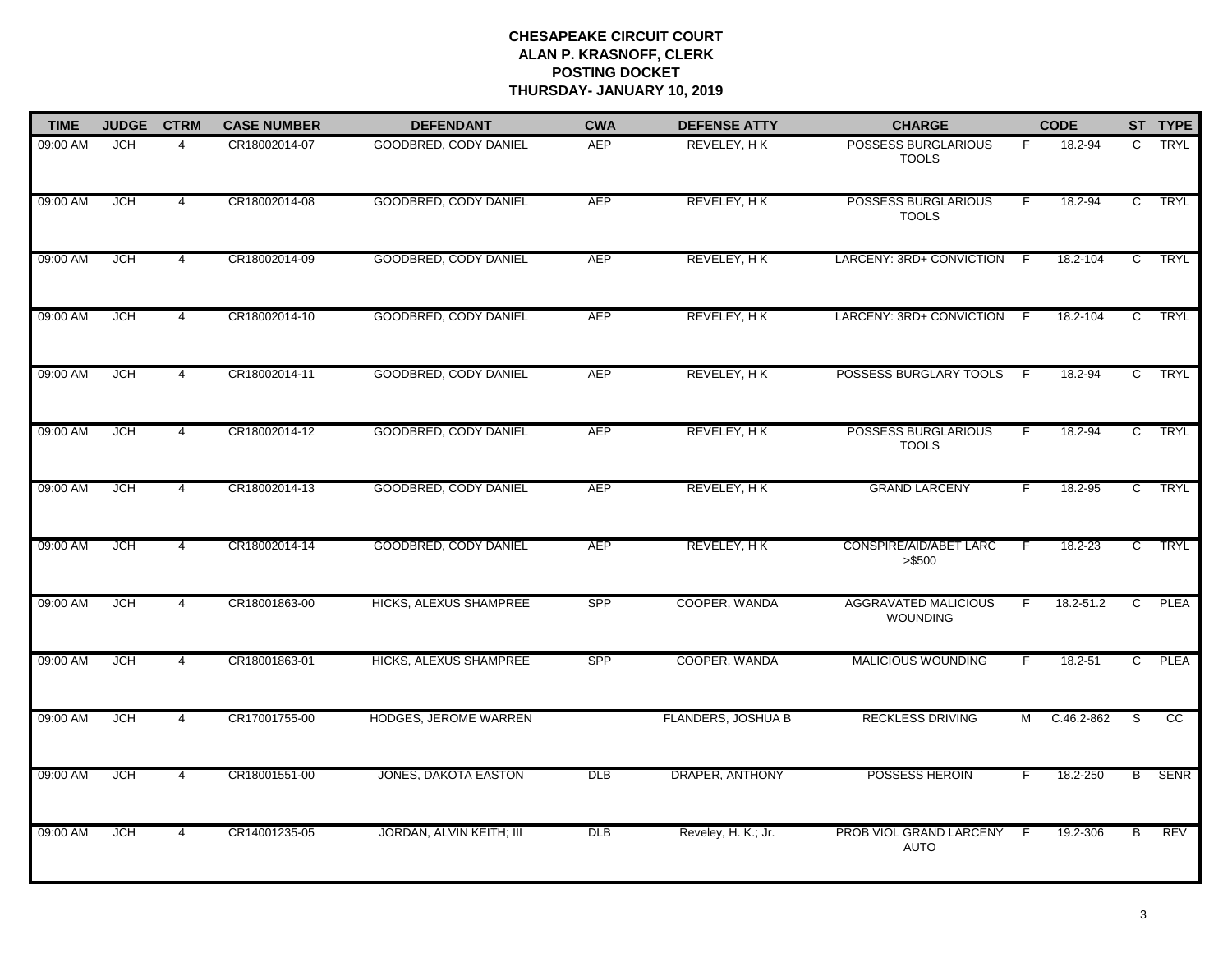**CHESAPEAKE CIRCUIT COURT**
**ALAN P. KRASNOFF, CLERK**
**POSTING DOCKET**
**THURSDAY- JANUARY 10, 2019**

| TIME | JUDGE | CTRM | CASE NUMBER | DEFENDANT | CWA | DEFENSE ATTY | CHARGE | | CODE | ST | TYPE |
|---|---|---|---|---|---|---|---|---|---|---|---|
| 09:00 AM | JCH | 4 | CR18002014-07 | GOODBRED, CODY DANIEL | AEP | REVELEY, H K | POSSESS BURGLARIOUS TOOLS | F | 18.2-94 | C | TRYL |
| 09:00 AM | JCH | 4 | CR18002014-08 | GOODBRED, CODY DANIEL | AEP | REVELEY, H K | POSSESS BURGLARIOUS TOOLS | F | 18.2-94 | C | TRYL |
| 09:00 AM | JCH | 4 | CR18002014-09 | GOODBRED, CODY DANIEL | AEP | REVELEY, H K | LARCENY: 3RD+ CONVICTION | F | 18.2-104 | C | TRYL |
| 09:00 AM | JCH | 4 | CR18002014-10 | GOODBRED, CODY DANIEL | AEP | REVELEY, H K | LARCENY: 3RD+ CONVICTION | F | 18.2-104 | C | TRYL |
| 09:00 AM | JCH | 4 | CR18002014-11 | GOODBRED, CODY DANIEL | AEP | REVELEY, H K | POSSESS BURGLARY TOOLS | F | 18.2-94 | C | TRYL |
| 09:00 AM | JCH | 4 | CR18002014-12 | GOODBRED, CODY DANIEL | AEP | REVELEY, H K | POSSESS BURGLARIOUS TOOLS | F | 18.2-94 | C | TRYL |
| 09:00 AM | JCH | 4 | CR18002014-13 | GOODBRED, CODY DANIEL | AEP | REVELEY, H K | GRAND LARCENY | F | 18.2-95 | C | TRYL |
| 09:00 AM | JCH | 4 | CR18002014-14 | GOODBRED, CODY DANIEL | AEP | REVELEY, H K | CONSPIRE/AID/ABET LARC >$500 | F | 18.2-23 | C | TRYL |
| 09:00 AM | JCH | 4 | CR18001863-00 | HICKS, ALEXUS SHAMPREE | SPP | COOPER, WANDA | AGGRAVATED MALICIOUS WOUNDING | F | 18.2-51.2 | C | PLEA |
| 09:00 AM | JCH | 4 | CR18001863-01 | HICKS, ALEXUS SHAMPREE | SPP | COOPER, WANDA | MALICIOUS WOUNDING | F | 18.2-51 | C | PLEA |
| 09:00 AM | JCH | 4 | CR17001755-00 | HODGES, JEROME WARREN | | FLANDERS, JOSHUA B | RECKLESS DRIVING | M | C.46.2-862 | S | CC |
| 09:00 AM | JCH | 4 | CR18001551-00 | JONES, DAKOTA EASTON | DLB | DRAPER, ANTHONY | POSSESS HEROIN | F | 18.2-250 | B | SENR |
| 09:00 AM | JCH | 4 | CR14001235-05 | JORDAN, ALVIN KEITH; III | DLB | Reveley, H. K.; Jr. | PROB VIOL GRAND LARCENY AUTO | F | 19.2-306 | B | REV |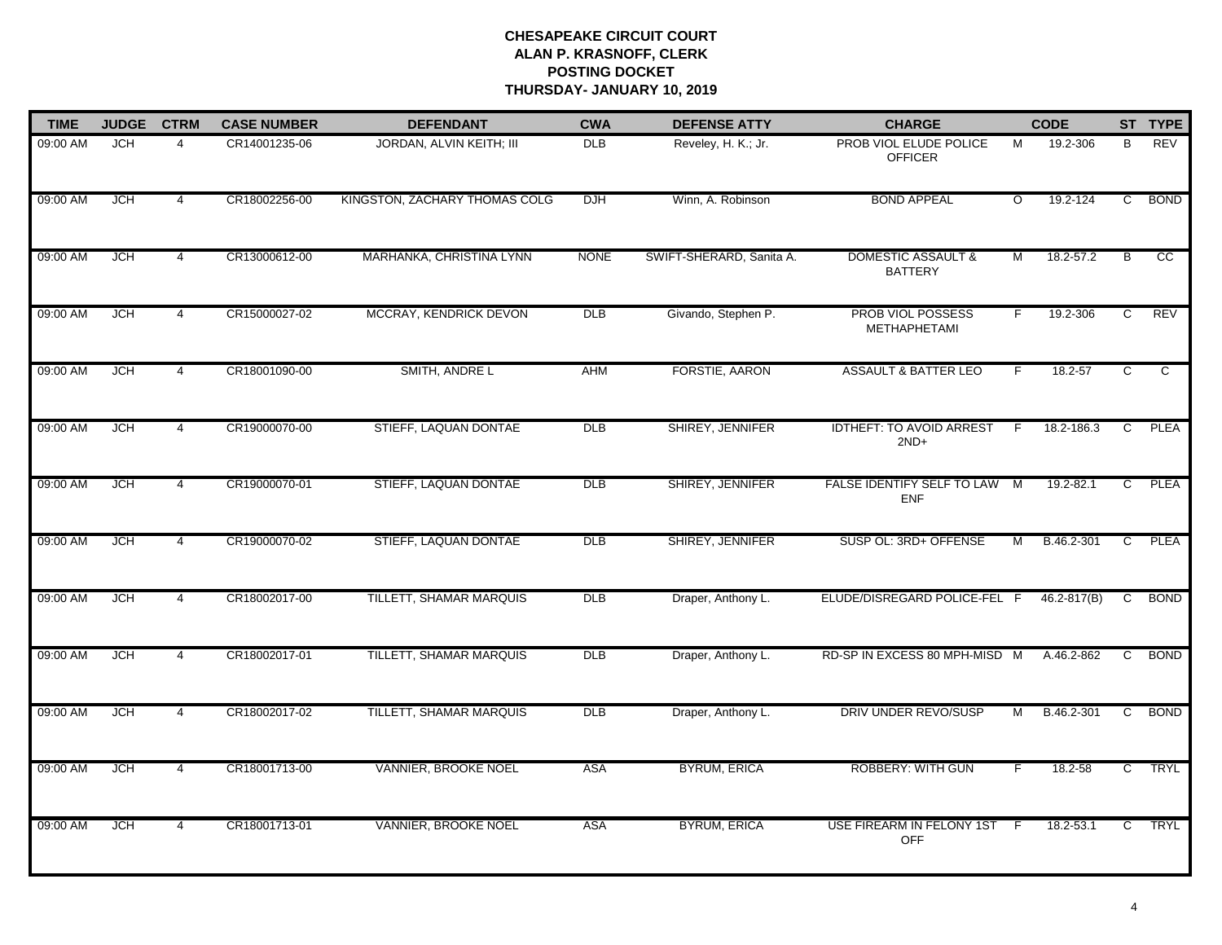**CHESAPEAKE CIRCUIT COURT**
**ALAN P. KRASNOFF, CLERK**
**POSTING DOCKET**
**THURSDAY- JANUARY 10, 2019**

| TIME | JUDGE | CTRM | CASE NUMBER | DEFENDANT | CWA | DEFENSE ATTY | CHARGE | | CODE | ST | TYPE |
|---|---|---|---|---|---|---|---|---|---|---|---|
| 09:00 AM | JCH | 4 | CR14001235-06 | JORDAN, ALVIN KEITH; III | DLB | Reveley, H. K.; Jr. | PROB VIOL ELUDE POLICE OFFICER | M | 19.2-306 | B | REV |
| 09:00 AM | JCH | 4 | CR18002256-00 | KINGSTON, ZACHARY THOMAS COLG | DJH | Winn, A. Robinson | BOND APPEAL | O | 19.2-124 | C | BOND |
| 09:00 AM | JCH | 4 | CR13000612-00 | MARHANKA, CHRISTINA LYNN | NONE | SWIFT-SHERARD, Sanita A. | DOMESTIC ASSAULT & BATTERY | M | 18.2-57.2 | B | CC |
| 09:00 AM | JCH | 4 | CR15000027-02 | MCCRAY, KENDRICK DEVON | DLB | Givando, Stephen P. | PROB VIOL POSSESS METHAPHETAMI | F | 19.2-306 | C | REV |
| 09:00 AM | JCH | 4 | CR18001090-00 | SMITH, ANDRE L | AHM | FORSTIE, AARON | ASSAULT & BATTER LEO | F | 18.2-57 | C | C |
| 09:00 AM | JCH | 4 | CR19000070-00 | STIEFF, LAQUAN DONTAE | DLB | SHIREY, JENNIFER | IDTHEFT: TO AVOID ARREST 2ND+ | F | 18.2-186.3 | C | PLEA |
| 09:00 AM | JCH | 4 | CR19000070-01 | STIEFF, LAQUAN DONTAE | DLB | SHIREY, JENNIFER | FALSE IDENTIFY SELF TO LAW ENF | M | 19.2-82.1 | C | PLEA |
| 09:00 AM | JCH | 4 | CR19000070-02 | STIEFF, LAQUAN DONTAE | DLB | SHIREY, JENNIFER | SUSP OL: 3RD+ OFFENSE | M | B.46.2-301 | C | PLEA |
| 09:00 AM | JCH | 4 | CR18002017-00 | TILLETT, SHAMAR MARQUIS | DLB | Draper, Anthony L. | ELUDE/DISREGARD POLICE-FEL | F | 46.2-817(B) | C | BOND |
| 09:00 AM | JCH | 4 | CR18002017-01 | TILLETT, SHAMAR MARQUIS | DLB | Draper, Anthony L. | RD-SP IN EXCESS 80 MPH-MISD | M | A.46.2-862 | C | BOND |
| 09:00 AM | JCH | 4 | CR18002017-02 | TILLETT, SHAMAR MARQUIS | DLB | Draper, Anthony L. | DRIV UNDER REVO/SUSP | M | B.46.2-301 | C | BOND |
| 09:00 AM | JCH | 4 | CR18001713-00 | VANNIER, BROOKE NOEL | ASA | BYRUM, ERICA | ROBBERY: WITH GUN | F | 18.2-58 | C | TRYL |
| 09:00 AM | JCH | 4 | CR18001713-01 | VANNIER, BROOKE NOEL | ASA | BYRUM, ERICA | USE FIREARM IN FELONY 1ST OFF | F | 18.2-53.1 | C | TRYL |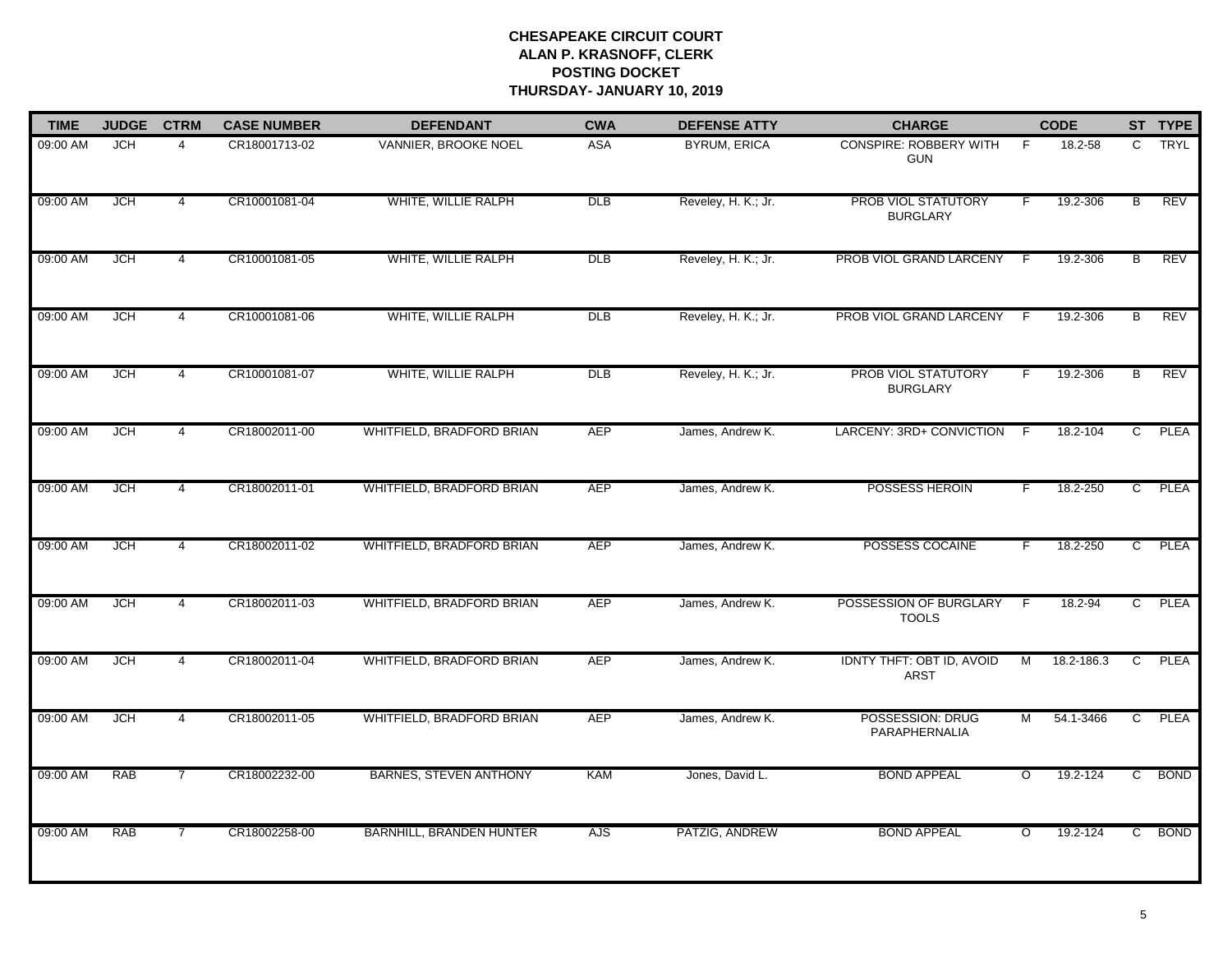**CHESAPEAKE CIRCUIT COURT**
**ALAN P. KRASNOFF, CLERK**
**POSTING DOCKET**
**THURSDAY- JANUARY 10, 2019**

| TIME | JUDGE | CTRM | CASE NUMBER | DEFENDANT | CWA | DEFENSE ATTY | CHARGE | | CODE | ST | TYPE |
|---|---|---|---|---|---|---|---|---|---|---|---|
| 09:00 AM | JCH | 4 | CR18001713-02 | VANNIER, BROOKE NOEL | ASA | BYRUM, ERICA | CONSPIRE: ROBBERY WITH GUN | F | 18.2-58 | C | TRYL |
| 09:00 AM | JCH | 4 | CR10001081-04 | WHITE, WILLIE RALPH | DLB | Reveley, H. K.; Jr. | PROB VIOL STATUTORY BURGLARY | F | 19.2-306 | B | REV |
| 09:00 AM | JCH | 4 | CR10001081-05 | WHITE, WILLIE RALPH | DLB | Reveley, H. K.; Jr. | PROB VIOL GRAND LARCENY | F | 19.2-306 | B | REV |
| 09:00 AM | JCH | 4 | CR10001081-06 | WHITE, WILLIE RALPH | DLB | Reveley, H. K.; Jr. | PROB VIOL GRAND LARCENY | F | 19.2-306 | B | REV |
| 09:00 AM | JCH | 4 | CR10001081-07 | WHITE, WILLIE RALPH | DLB | Reveley, H. K.; Jr. | PROB VIOL STATUTORY BURGLARY | F | 19.2-306 | B | REV |
| 09:00 AM | JCH | 4 | CR18002011-00 | WHITFIELD, BRADFORD BRIAN | AEP | James, Andrew K. | LARCENY: 3RD+ CONVICTION | F | 18.2-104 | C | PLEA |
| 09:00 AM | JCH | 4 | CR18002011-01 | WHITFIELD, BRADFORD BRIAN | AEP | James, Andrew K. | POSSESS HEROIN | F | 18.2-250 | C | PLEA |
| 09:00 AM | JCH | 4 | CR18002011-02 | WHITFIELD, BRADFORD BRIAN | AEP | James, Andrew K. | POSSESS COCAINE | F | 18.2-250 | C | PLEA |
| 09:00 AM | JCH | 4 | CR18002011-03 | WHITFIELD, BRADFORD BRIAN | AEP | James, Andrew K. | POSSESSION OF BURGLARY TOOLS | F | 18.2-94 | C | PLEA |
| 09:00 AM | JCH | 4 | CR18002011-04 | WHITFIELD, BRADFORD BRIAN | AEP | James, Andrew K. | IDNTY THFT: OBT ID, AVOID ARST | M | 18.2-186.3 | C | PLEA |
| 09:00 AM | JCH | 4 | CR18002011-05 | WHITFIELD, BRADFORD BRIAN | AEP | James, Andrew K. | POSSESSION: DRUG PARAPHERNALIA | M | 54.1-3466 | C | PLEA |
| 09:00 AM | RAB | 7 | CR18002232-00 | BARNES, STEVEN ANTHONY | KAM | Jones, David L. | BOND APPEAL | O | 19.2-124 | C | BOND |
| 09:00 AM | RAB | 7 | CR18002258-00 | BARNHILL, BRANDEN HUNTER | AJS | PATZIG, ANDREW | BOND APPEAL | O | 19.2-124 | C | BOND |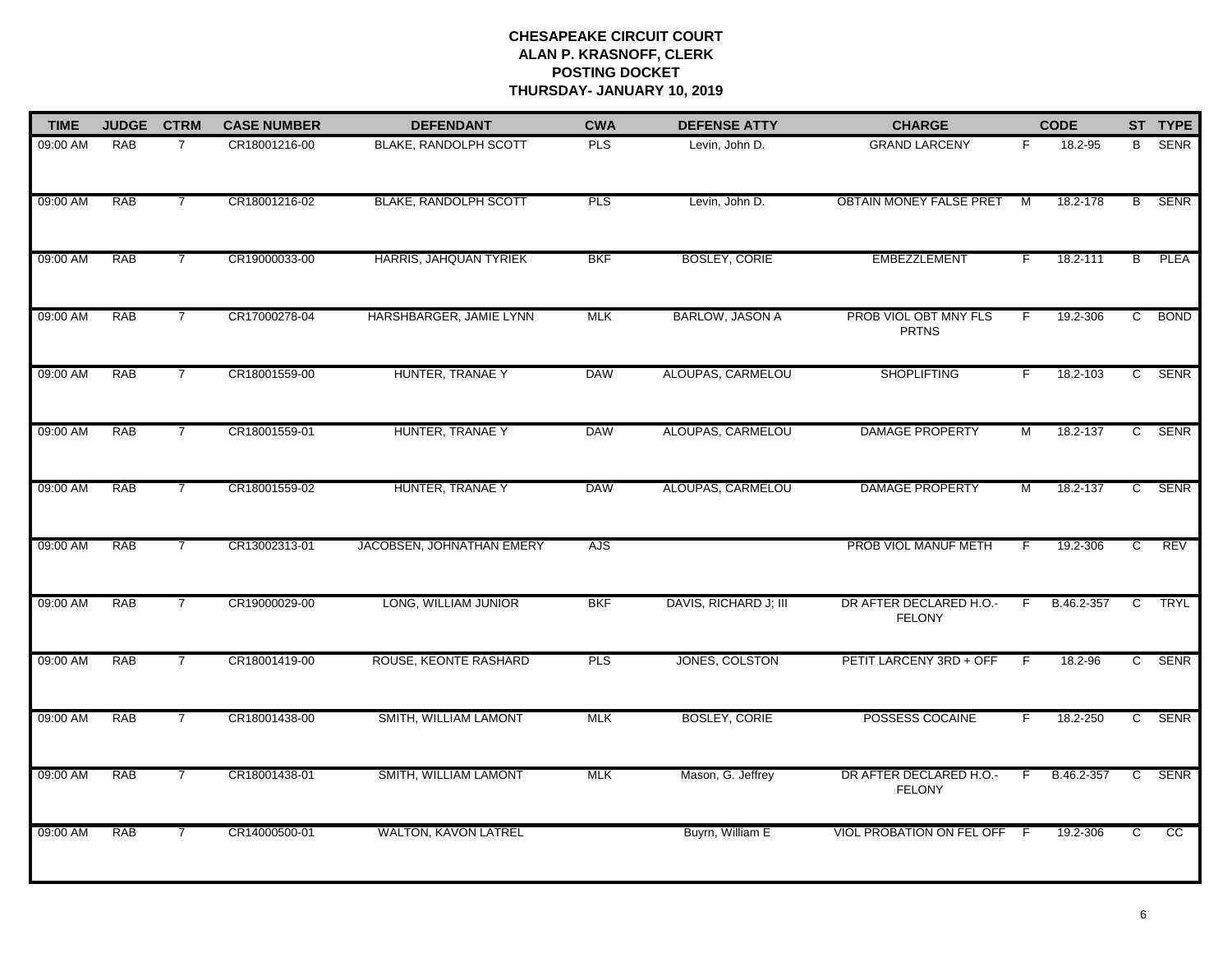**CHESAPEAKE CIRCUIT COURT**
**ALAN P. KRASNOFF, CLERK**
**POSTING DOCKET**
**THURSDAY- JANUARY 10, 2019**

| TIME | JUDGE | CTRM | CASE NUMBER | DEFENDANT | CWA | DEFENSE ATTY | CHARGE | | CODE | ST | TYPE |
|---|---|---|---|---|---|---|---|---|---|---|---|
| 09:00 AM | RAB | 7 | CR18001216-00 | BLAKE, RANDOLPH SCOTT | PLS | Levin, John D. | GRAND LARCENY | F | 18.2-95 | B | SENR |
| 09:00 AM | RAB | 7 | CR18001216-02 | BLAKE, RANDOLPH SCOTT | PLS | Levin, John D. | OBTAIN MONEY FALSE PRET | M | 18.2-178 | B | SENR |
| 09:00 AM | RAB | 7 | CR19000033-00 | HARRIS, JAHQUAN TYRIEK | BKF | BOSLEY, CORIE | EMBEZZLEMENT | F | 18.2-111 | B | PLEA |
| 09:00 AM | RAB | 7 | CR17000278-04 | HARSHBARGER, JAMIE LYNN | MLK | BARLOW, JASON A | PROB VIOL OBT MNY FLS PRTNS | F | 19.2-306 | C | BOND |
| 09:00 AM | RAB | 7 | CR18001559-00 | HUNTER, TRANAE Y | DAW | ALOUPAS, CARMELOU | SHOPLIFTING | F | 18.2-103 | C | SENR |
| 09:00 AM | RAB | 7 | CR18001559-01 | HUNTER, TRANAE Y | DAW | ALOUPAS, CARMELOU | DAMAGE PROPERTY | M | 18.2-137 | C | SENR |
| 09:00 AM | RAB | 7 | CR18001559-02 | HUNTER, TRANAE Y | DAW | ALOUPAS, CARMELOU | DAMAGE PROPERTY | M | 18.2-137 | C | SENR |
| 09:00 AM | RAB | 7 | CR13002313-01 | JACOBSEN, JOHNATHAN EMERY | AJS | | PROB VIOL MANUF METH | F | 19.2-306 | C | REV |
| 09:00 AM | RAB | 7 | CR19000029-00 | LONG, WILLIAM JUNIOR | BKF | DAVIS, RICHARD J; III | DR AFTER DECLARED H.O.- FELONY | F | B.46.2-357 | C | TRYL |
| 09:00 AM | RAB | 7 | CR18001419-00 | ROUSE, KEONTE RASHARD | PLS | JONES, COLSTON | PETIT LARCENY 3RD + OFF | F | 18.2-96 | C | SENR |
| 09:00 AM | RAB | 7 | CR18001438-00 | SMITH, WILLIAM LAMONT | MLK | BOSLEY, CORIE | POSSESS COCAINE | F | 18.2-250 | C | SENR |
| 09:00 AM | RAB | 7 | CR18001438-01 | SMITH, WILLIAM LAMONT | MLK | Mason, G. Jeffrey | DR AFTER DECLARED H.O.- FELONY | F | B.46.2-357 | C | SENR |
| 09:00 AM | RAB | 7 | CR14000500-01 | WALTON, KAVON LATREL | | Buyrn, William E | VIOL PROBATION ON FEL OFF | F | 19.2-306 | C | CC |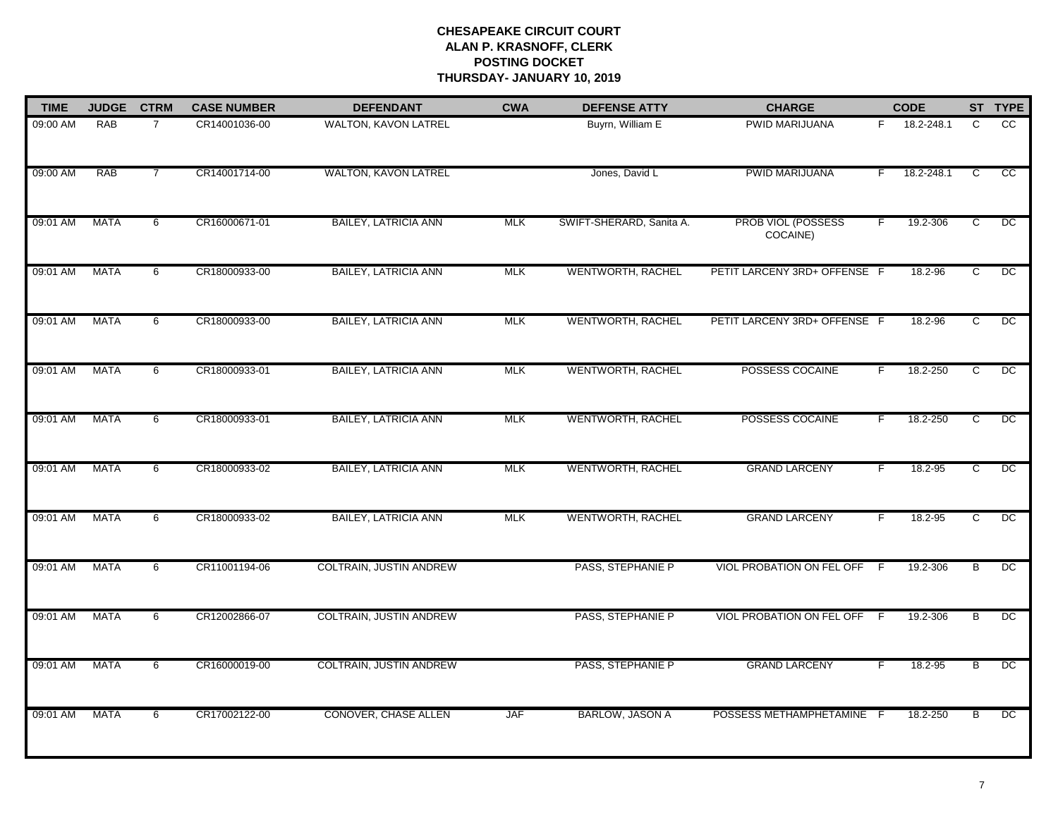**CHESAPEAKE CIRCUIT COURT**
**ALAN P. KRASNOFF, CLERK**
**POSTING DOCKET**
**THURSDAY- JANUARY 10, 2019**

| TIME | JUDGE | CTRM | CASE NUMBER | DEFENDANT | CWA | DEFENSE ATTY | CHARGE | | CODE | ST | TYPE |
|---|---|---|---|---|---|---|---|---|---|---|---|
| 09:00 AM | RAB | 7 | CR14001036-00 | WALTON, KAVON LATREL | | Buyrn, William E | PWID MARIJUANA | F | 18.2-248.1 | C | CC |
| 09:00 AM | RAB | 7 | CR14001714-00 | WALTON, KAVON LATREL | | Jones, David L | PWID MARIJUANA | F | 18.2-248.1 | C | CC |
| 09:01 AM | MATA | 6 | CR16000671-01 | BAILEY, LATRICIA ANN | MLK | SWIFT-SHERARD, Sanita A. | PROB VIOL (POSSESS COCAINE) | F | 19.2-306 | C | DC |
| 09:01 AM | MATA | 6 | CR18000933-00 | BAILEY, LATRICIA ANN | MLK | WENTWORTH, RACHEL | PETIT LARCENY 3RD+ OFFENSE | F | 18.2-96 | C | DC |
| 09:01 AM | MATA | 6 | CR18000933-00 | BAILEY, LATRICIA ANN | MLK | WENTWORTH, RACHEL | PETIT LARCENY 3RD+ OFFENSE | F | 18.2-96 | C | DC |
| 09:01 AM | MATA | 6 | CR18000933-01 | BAILEY, LATRICIA ANN | MLK | WENTWORTH, RACHEL | POSSESS COCAINE | F | 18.2-250 | C | DC |
| 09:01 AM | MATA | 6 | CR18000933-01 | BAILEY, LATRICIA ANN | MLK | WENTWORTH, RACHEL | POSSESS COCAINE | F | 18.2-250 | C | DC |
| 09:01 AM | MATA | 6 | CR18000933-02 | BAILEY, LATRICIA ANN | MLK | WENTWORTH, RACHEL | GRAND LARCENY | F | 18.2-95 | C | DC |
| 09:01 AM | MATA | 6 | CR18000933-02 | BAILEY, LATRICIA ANN | MLK | WENTWORTH, RACHEL | GRAND LARCENY | F | 18.2-95 | C | DC |
| 09:01 AM | MATA | 6 | CR11001194-06 | COLTRAIN, JUSTIN ANDREW | | PASS, STEPHANIE P | VIOL PROBATION ON FEL OFF | F | 19.2-306 | B | DC |
| 09:01 AM | MATA | 6 | CR12002866-07 | COLTRAIN, JUSTIN ANDREW | | PASS, STEPHANIE P | VIOL PROBATION ON FEL OFF | F | 19.2-306 | B | DC |
| 09:01 AM | MATA | 6 | CR16000019-00 | COLTRAIN, JUSTIN ANDREW | | PASS, STEPHANIE P | GRAND LARCENY | F | 18.2-95 | B | DC |
| 09:01 AM | MATA | 6 | CR17002122-00 | CONOVER, CHASE ALLEN | JAF | BARLOW, JASON A | POSSESS METHAMPHETAMINE | F | 18.2-250 | B | DC |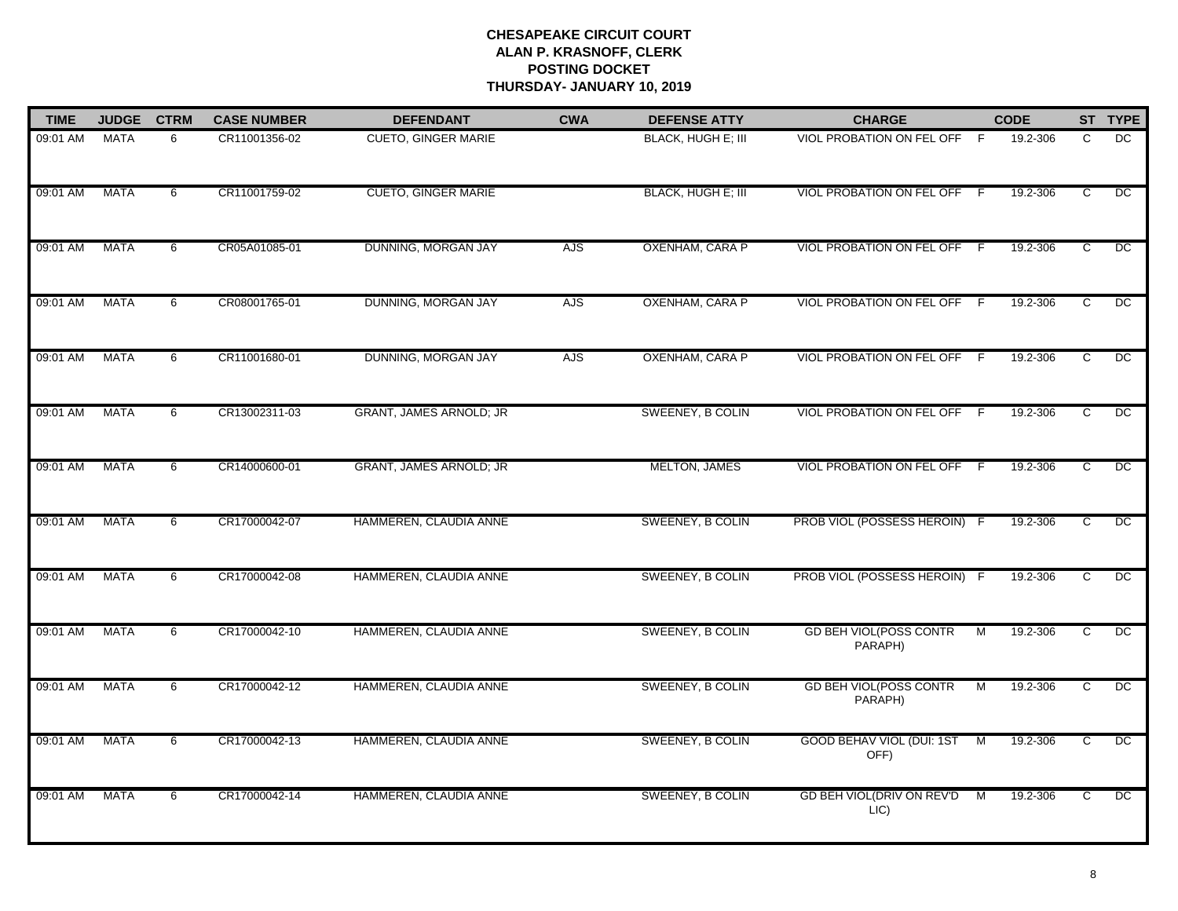# CHESAPEAKE CIRCUIT COURT
## ALAN P. KRASNOFF, CLERK
## POSTING DOCKET
## THURSDAY- JANUARY 10, 2019

| TIME | JUDGE | CTRM | CASE NUMBER | DEFENDANT | CWA | DEFENSE ATTY | CHARGE | | CODE | ST | TYPE |
|---|---|---|---|---|---|---|---|---|---|---|---|
| 09:01 AM | MATA | 6 | CR11001356-02 | CUETO, GINGER MARIE | | BLACK, HUGH E; III | VIOL PROBATION ON FEL OFF | F | 19.2-306 | C | DC |
| 09:01 AM | MATA | 6 | CR11001759-02 | CUETO, GINGER MARIE | | BLACK, HUGH E; III | VIOL PROBATION ON FEL OFF | F | 19.2-306 | C | DC |
| 09:01 AM | MATA | 6 | CR05A01085-01 | DUNNING, MORGAN JAY | AJS | OXENHAM, CARA P | VIOL PROBATION ON FEL OFF | F | 19.2-306 | C | DC |
| 09:01 AM | MATA | 6 | CR08001765-01 | DUNNING, MORGAN JAY | AJS | OXENHAM, CARA P | VIOL PROBATION ON FEL OFF | F | 19.2-306 | C | DC |
| 09:01 AM | MATA | 6 | CR11001680-01 | DUNNING, MORGAN JAY | AJS | OXENHAM, CARA P | VIOL PROBATION ON FEL OFF | F | 19.2-306 | C | DC |
| 09:01 AM | MATA | 6 | CR13002311-03 | GRANT, JAMES ARNOLD; JR | | SWEENEY, B COLIN | VIOL PROBATION ON FEL OFF | F | 19.2-306 | C | DC |
| 09:01 AM | MATA | 6 | CR14000600-01 | GRANT, JAMES ARNOLD; JR | | MELTON, JAMES | VIOL PROBATION ON FEL OFF | F | 19.2-306 | C | DC |
| 09:01 AM | MATA | 6 | CR17000042-07 | HAMMEREN, CLAUDIA ANNE | | SWEENEY, B COLIN | PROB VIOL (POSSESS HEROIN) | F | 19.2-306 | C | DC |
| 09:01 AM | MATA | 6 | CR17000042-08 | HAMMEREN, CLAUDIA ANNE | | SWEENEY, B COLIN | PROB VIOL (POSSESS HEROIN) | F | 19.2-306 | C | DC |
| 09:01 AM | MATA | 6 | CR17000042-10 | HAMMEREN, CLAUDIA ANNE | | SWEENEY, B COLIN | GD BEH VIOL(POSS CONTR PARAPH) | M | 19.2-306 | C | DC |
| 09:01 AM | MATA | 6 | CR17000042-12 | HAMMEREN, CLAUDIA ANNE | | SWEENEY, B COLIN | GD BEH VIOL(POSS CONTR PARAPH) | M | 19.2-306 | C | DC |
| 09:01 AM | MATA | 6 | CR17000042-13 | HAMMEREN, CLAUDIA ANNE | | SWEENEY, B COLIN | GOOD BEHAV VIOL (DUI: 1ST OFF) | M | 19.2-306 | C | DC |
| 09:01 AM | MATA | 6 | CR17000042-14 | HAMMEREN, CLAUDIA ANNE | | SWEENEY, B COLIN | GD BEH VIOL(DRIV ON REV'D LIC) | M | 19.2-306 | C | DC |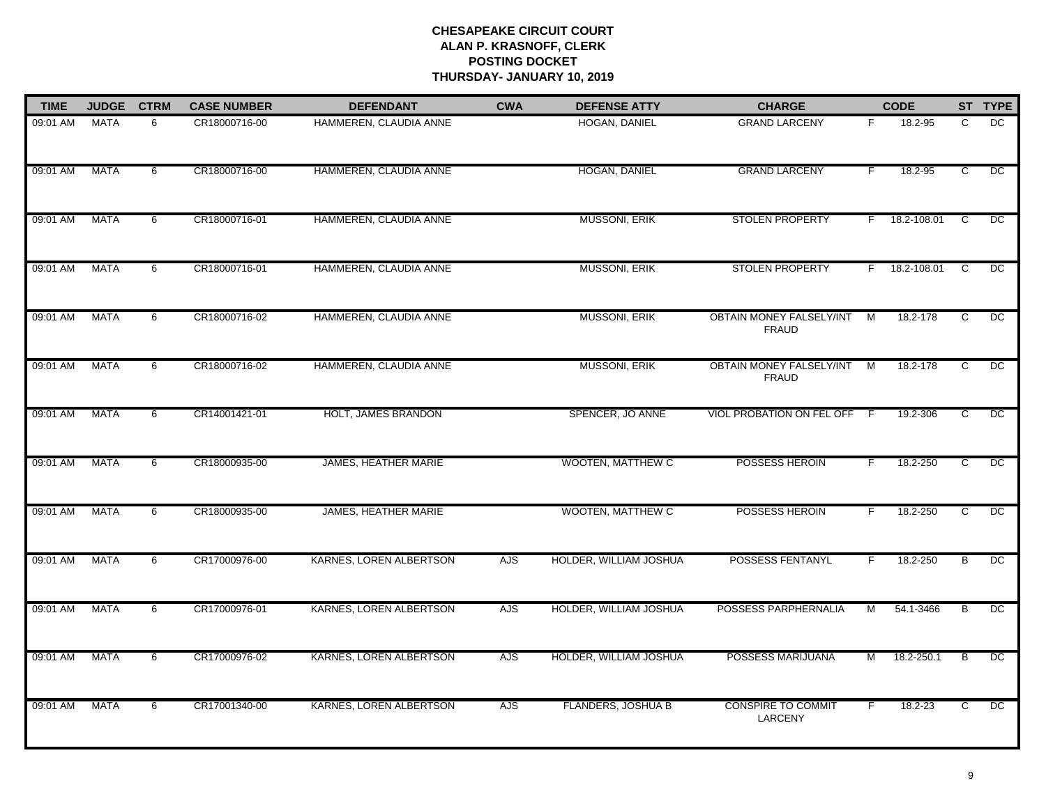# CHESAPEAKE CIRCUIT COURT
## ALAN P. KRASNOFF, CLERK
## POSTING DOCKET
## THURSDAY- JANUARY 10, 2019

| TIME | JUDGE | CTRM | CASE NUMBER | DEFENDANT | CWA | DEFENSE ATTY | CHARGE | | CODE | ST | TYPE |
|---|---|---|---|---|---|---|---|---|---|---|---|
| 09:01 AM | MATA | 6 | CR18000716-00 | HAMMEREN, CLAUDIA ANNE | | HOGAN, DANIEL | GRAND LARCENY | F | 18.2-95 | C | DC |
| 09:01 AM | MATA | 6 | CR18000716-00 | HAMMEREN, CLAUDIA ANNE | | HOGAN, DANIEL | GRAND LARCENY | F | 18.2-95 | C | DC |
| 09:01 AM | MATA | 6 | CR18000716-01 | HAMMEREN, CLAUDIA ANNE | | MUSSONI, ERIK | STOLEN PROPERTY | F | 18.2-108.01 | C | DC |
| 09:01 AM | MATA | 6 | CR18000716-01 | HAMMEREN, CLAUDIA ANNE | | MUSSONI, ERIK | STOLEN PROPERTY | F | 18.2-108.01 | C | DC |
| 09:01 AM | MATA | 6 | CR18000716-02 | HAMMEREN, CLAUDIA ANNE | | MUSSONI, ERIK | OBTAIN MONEY FALSELY/INT FRAUD | M | 18.2-178 | C | DC |
| 09:01 AM | MATA | 6 | CR18000716-02 | HAMMEREN, CLAUDIA ANNE | | MUSSONI, ERIK | OBTAIN MONEY FALSELY/INT FRAUD | M | 18.2-178 | C | DC |
| 09:01 AM | MATA | 6 | CR14001421-01 | HOLT, JAMES BRANDON | | SPENCER, JO ANNE | VIOL PROBATION ON FEL OFF | F | 19.2-306 | C | DC |
| 09:01 AM | MATA | 6 | CR18000935-00 | JAMES, HEATHER MARIE | | WOOTEN, MATTHEW C | POSSESS HEROIN | F | 18.2-250 | C | DC |
| 09:01 AM | MATA | 6 | CR18000935-00 | JAMES, HEATHER MARIE | | WOOTEN, MATTHEW C | POSSESS HEROIN | F | 18.2-250 | C | DC |
| 09:01 AM | MATA | 6 | CR17000976-00 | KARNES, LOREN ALBERTSON | AJS | HOLDER, WILLIAM JOSHUA | POSSESS FENTANYL | F | 18.2-250 | B | DC |
| 09:01 AM | MATA | 6 | CR17000976-01 | KARNES, LOREN ALBERTSON | AJS | HOLDER, WILLIAM JOSHUA | POSSESS PARPHERNALIA | M | 54.1-3466 | B | DC |
| 09:01 AM | MATA | 6 | CR17000976-02 | KARNES, LOREN ALBERTSON | AJS | HOLDER, WILLIAM JOSHUA | POSSESS MARIJUANA | M | 18.2-250.1 | B | DC |
| 09:01 AM | MATA | 6 | CR17001340-00 | KARNES, LOREN ALBERTSON | AJS | FLANDERS, JOSHUA B | CONSPIRE TO COMMIT LARCENY | F | 18.2-23 | C | DC |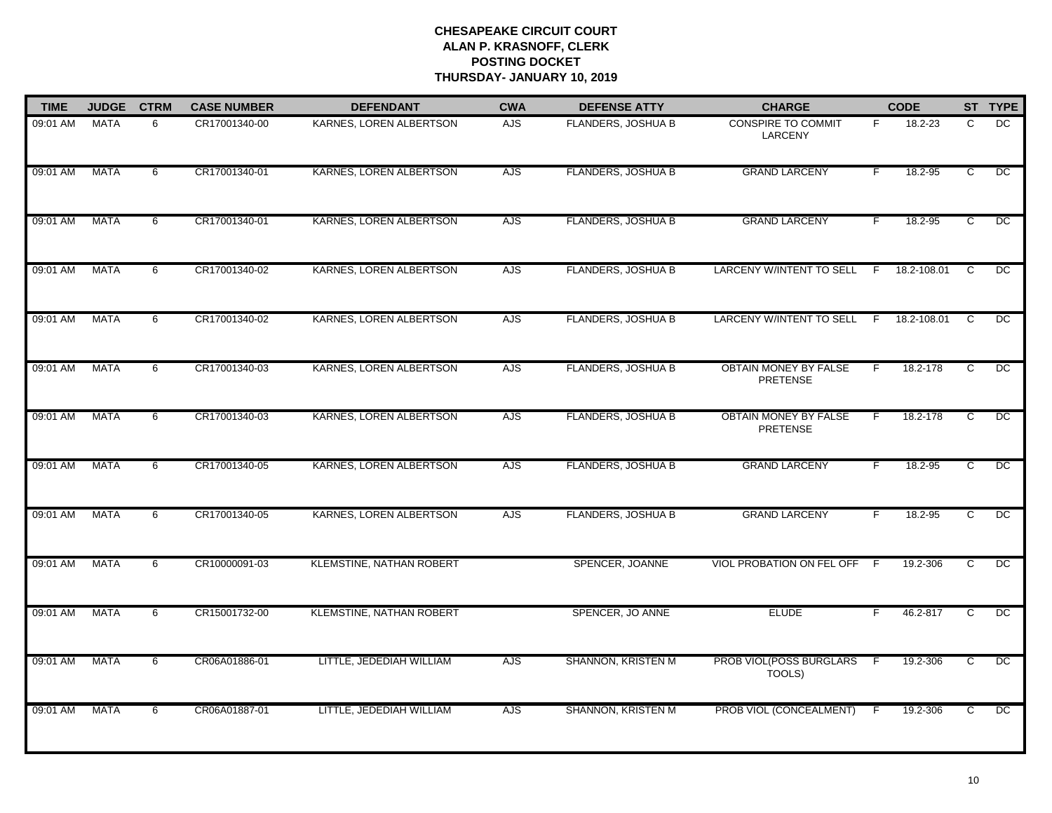**CHESAPEAKE CIRCUIT COURT**
**ALAN P. KRASNOFF, CLERK**
**POSTING DOCKET**
**THURSDAY- JANUARY 10, 2019**

| TIME | JUDGE | CTRM | CASE NUMBER | DEFENDANT | CWA | DEFENSE ATTY | CHARGE | | CODE | ST | TYPE |
|---|---|---|---|---|---|---|---|---|---|---|---|
| 09:01 AM | MATA | 6 | CR17001340-00 | KARNES, LOREN ALBERTSON | AJS | FLANDERS, JOSHUA B | CONSPIRE TO COMMIT LARCENY | F | 18.2-23 | C | DC |
| 09:01 AM | MATA | 6 | CR17001340-01 | KARNES, LOREN ALBERTSON | AJS | FLANDERS, JOSHUA B | GRAND LARCENY | F | 18.2-95 | C | DC |
| 09:01 AM | MATA | 6 | CR17001340-01 | KARNES, LOREN ALBERTSON | AJS | FLANDERS, JOSHUA B | GRAND LARCENY | F | 18.2-95 | C | DC |
| 09:01 AM | MATA | 6 | CR17001340-02 | KARNES, LOREN ALBERTSON | AJS | FLANDERS, JOSHUA B | LARCENY W/INTENT TO SELL | F | 18.2-108.01 | C | DC |
| 09:01 AM | MATA | 6 | CR17001340-02 | KARNES, LOREN ALBERTSON | AJS | FLANDERS, JOSHUA B | LARCENY W/INTENT TO SELL | F | 18.2-108.01 | C | DC |
| 09:01 AM | MATA | 6 | CR17001340-03 | KARNES, LOREN ALBERTSON | AJS | FLANDERS, JOSHUA B | OBTAIN MONEY BY FALSE PRETENSE | F | 18.2-178 | C | DC |
| 09:01 AM | MATA | 6 | CR17001340-03 | KARNES, LOREN ALBERTSON | AJS | FLANDERS, JOSHUA B | OBTAIN MONEY BY FALSE PRETENSE | F | 18.2-178 | C | DC |
| 09:01 AM | MATA | 6 | CR17001340-05 | KARNES, LOREN ALBERTSON | AJS | FLANDERS, JOSHUA B | GRAND LARCENY | F | 18.2-95 | C | DC |
| 09:01 AM | MATA | 6 | CR17001340-05 | KARNES, LOREN ALBERTSON | AJS | FLANDERS, JOSHUA B | GRAND LARCENY | F | 18.2-95 | C | DC |
| 09:01 AM | MATA | 6 | CR10000091-03 | KLEMSTINE, NATHAN ROBERT | | SPENCER, JOANNE | VIOL PROBATION ON FEL OFF | F | 19.2-306 | C | DC |
| 09:01 AM | MATA | 6 | CR15001732-00 | KLEMSTINE, NATHAN ROBERT | | SPENCER, JO ANNE | ELUDE | F | 46.2-817 | C | DC |
| 09:01 AM | MATA | 6 | CR06A01886-01 | LITTLE, JEDEDIAH WILLIAM | AJS | SHANNON, KRISTEN M | PROB VIOL(POSS BURGLARS TOOLS) | F | 19.2-306 | C | DC |
| 09:01 AM | MATA | 6 | CR06A01887-01 | LITTLE, JEDEDIAH WILLIAM | AJS | SHANNON, KRISTEN M | PROB VIOL (CONCEALMENT) | F | 19.2-306 | C | DC |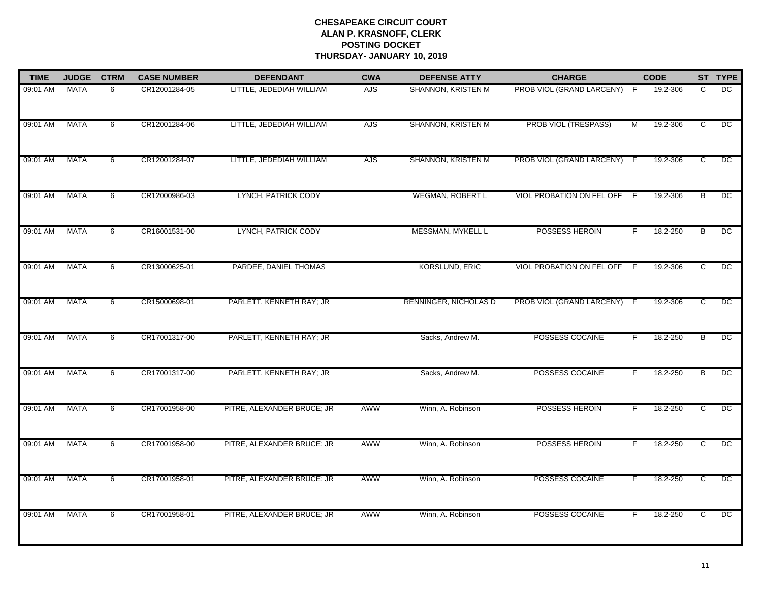**CHESAPEAKE CIRCUIT COURT**
**ALAN P. KRASNOFF, CLERK**
**POSTING DOCKET**
**THURSDAY- JANUARY 10, 2019**

| TIME | JUDGE | CTRM | CASE NUMBER | DEFENDANT | CWA | DEFENSE ATTY | CHARGE | | CODE | ST | TYPE |
|---|---|---|---|---|---|---|---|---|---|---|---|
| 09:01 AM | MATA | 6 | CR12001284-05 | LITTLE, JEDEDIAH WILLIAM | AJS | SHANNON, KRISTEN M | PROB VIOL (GRAND LARCENY) | F | 19.2-306 | C | DC |
| 09:01 AM | MATA | 6 | CR12001284-06 | LITTLE, JEDEDIAH WILLIAM | AJS | SHANNON, KRISTEN M | PROB VIOL (TRESPASS) | M | 19.2-306 | C | DC |
| 09:01 AM | MATA | 6 | CR12001284-07 | LITTLE, JEDEDIAH WILLIAM | AJS | SHANNON, KRISTEN M | PROB VIOL (GRAND LARCENY) | F | 19.2-306 | C | DC |
| 09:01 AM | MATA | 6 | CR12000986-03 | LYNCH, PATRICK CODY | | WEGMAN, ROBERT L | VIOL PROBATION ON FEL OFF | F | 19.2-306 | B | DC |
| 09:01 AM | MATA | 6 | CR16001531-00 | LYNCH, PATRICK CODY | | MESSMAN, MYKELL L | POSSESS HEROIN | F | 18.2-250 | B | DC |
| 09:01 AM | MATA | 6 | CR13000625-01 | PARDEE, DANIEL THOMAS | | KORSLUND, ERIC | VIOL PROBATION ON FEL OFF | F | 19.2-306 | C | DC |
| 09:01 AM | MATA | 6 | CR15000698-01 | PARLETT, KENNETH RAY; JR | | RENNINGER, NICHOLAS D | PROB VIOL (GRAND LARCENY) | F | 19.2-306 | C | DC |
| 09:01 AM | MATA | 6 | CR17001317-00 | PARLETT, KENNETH RAY; JR | | Sacks, Andrew M. | POSSESS COCAINE | F | 18.2-250 | B | DC |
| 09:01 AM | MATA | 6 | CR17001317-00 | PARLETT, KENNETH RAY; JR | | Sacks, Andrew M. | POSSESS COCAINE | F | 18.2-250 | B | DC |
| 09:01 AM | MATA | 6 | CR17001958-00 | PITRE, ALEXANDER BRUCE; JR | AWW | Winn, A. Robinson | POSSESS HEROIN | F | 18.2-250 | C | DC |
| 09:01 AM | MATA | 6 | CR17001958-00 | PITRE, ALEXANDER BRUCE; JR | AWW | Winn, A. Robinson | POSSESS HEROIN | F | 18.2-250 | C | DC |
| 09:01 AM | MATA | 6 | CR17001958-01 | PITRE, ALEXANDER BRUCE; JR | AWW | Winn, A. Robinson | POSSESS COCAINE | F | 18.2-250 | C | DC |
| 09:01 AM | MATA | 6 | CR17001958-01 | PITRE, ALEXANDER BRUCE; JR | AWW | Winn, A. Robinson | POSSESS COCAINE | F | 18.2-250 | C | DC |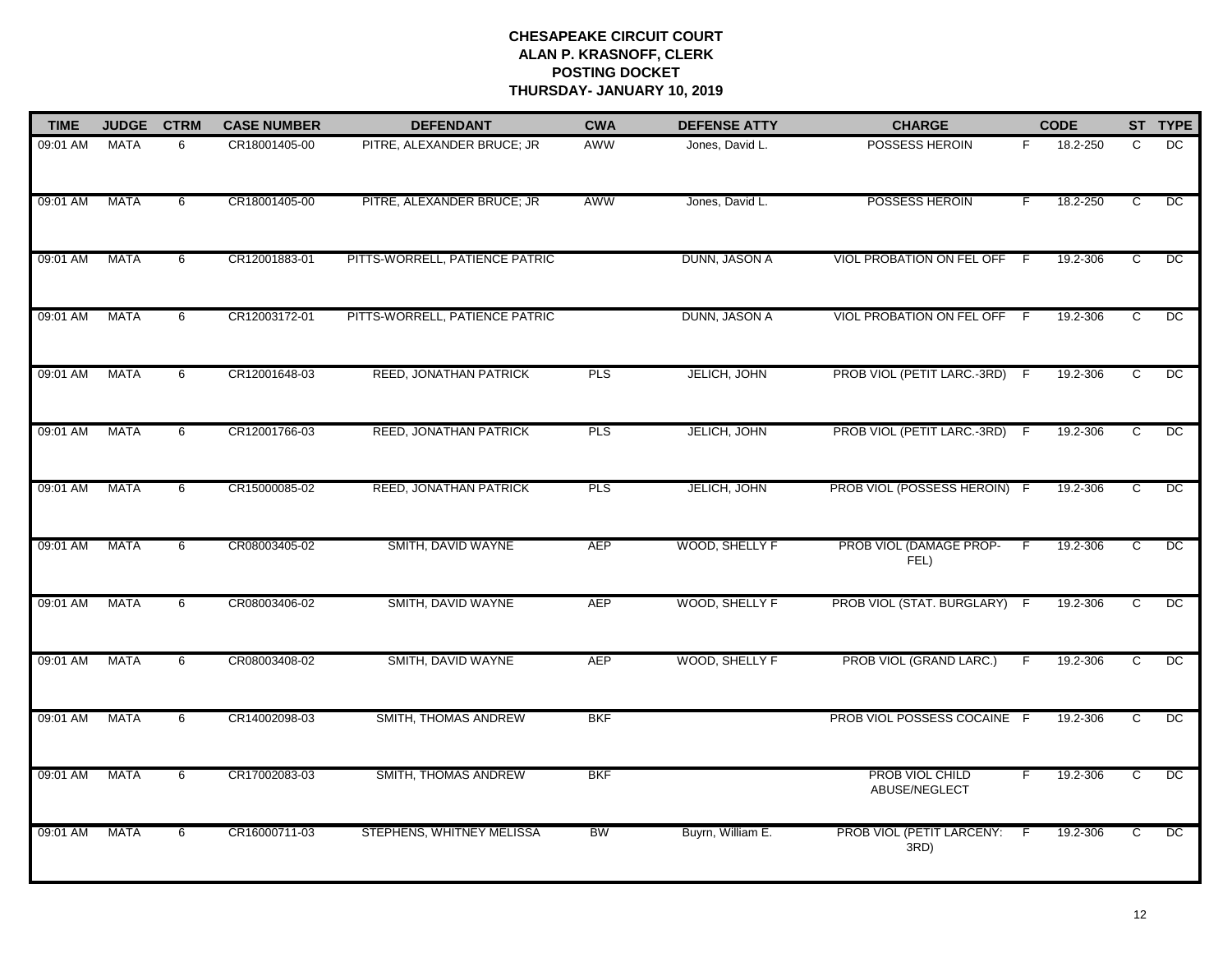**CHESAPEAKE CIRCUIT COURT**
**ALAN P. KRASNOFF, CLERK**
**POSTING DOCKET**
**THURSDAY- JANUARY 10, 2019**

| TIME | JUDGE | CTRM | CASE NUMBER | DEFENDANT | CWA | DEFENSE ATTY | CHARGE | | CODE | ST | TYPE |
|---|---|---|---|---|---|---|---|---|---|---|---|
| 09:01 AM | MATA | 6 | CR18001405-00 | PITRE, ALEXANDER BRUCE; JR | AWW | Jones, David L. | POSSESS HEROIN | F | 18.2-250 | C | DC |
| 09:01 AM | MATA | 6 | CR18001405-00 | PITRE, ALEXANDER BRUCE; JR | AWW | Jones, David L. | POSSESS HEROIN | F | 18.2-250 | C | DC |
| 09:01 AM | MATA | 6 | CR12001883-01 | PITTS-WORRELL, PATIENCE PATRIC | | DUNN, JASON A | VIOL PROBATION ON FEL OFF | F | 19.2-306 | C | DC |
| 09:01 AM | MATA | 6 | CR12003172-01 | PITTS-WORRELL, PATIENCE PATRIC | | DUNN, JASON A | VIOL PROBATION ON FEL OFF | F | 19.2-306 | C | DC |
| 09:01 AM | MATA | 6 | CR12001648-03 | REED, JONATHAN PATRICK | PLS | JELICH, JOHN | PROB VIOL (PETIT LARC.-3RD) | F | 19.2-306 | C | DC |
| 09:01 AM | MATA | 6 | CR12001766-03 | REED, JONATHAN PATRICK | PLS | JELICH, JOHN | PROB VIOL (PETIT LARC.-3RD) | F | 19.2-306 | C | DC |
| 09:01 AM | MATA | 6 | CR15000085-02 | REED, JONATHAN PATRICK | PLS | JELICH, JOHN | PROB VIOL (POSSESS HEROIN) | F | 19.2-306 | C | DC |
| 09:01 AM | MATA | 6 | CR08003405-02 | SMITH, DAVID WAYNE | AEP | WOOD, SHELLY F | PROB VIOL (DAMAGE PROP-FEL) | F | 19.2-306 | C | DC |
| 09:01 AM | MATA | 6 | CR08003406-02 | SMITH, DAVID WAYNE | AEP | WOOD, SHELLY F | PROB VIOL (STAT. BURGLARY) | F | 19.2-306 | C | DC |
| 09:01 AM | MATA | 6 | CR08003408-02 | SMITH, DAVID WAYNE | AEP | WOOD, SHELLY F | PROB VIOL (GRAND LARC.) | F | 19.2-306 | C | DC |
| 09:01 AM | MATA | 6 | CR14002098-03 | SMITH, THOMAS ANDREW | BKF | | PROB VIOL POSSESS COCAINE | F | 19.2-306 | C | DC |
| 09:01 AM | MATA | 6 | CR17002083-03 | SMITH, THOMAS ANDREW | BKF | | PROB VIOL CHILD ABUSE/NEGLECT | F | 19.2-306 | C | DC |
| 09:01 AM | MATA | 6 | CR16000711-03 | STEPHENS, WHITNEY MELISSA | BW | Buyrn, William E. | PROB VIOL (PETIT LARCENY: 3RD) | F | 19.2-306 | C | DC |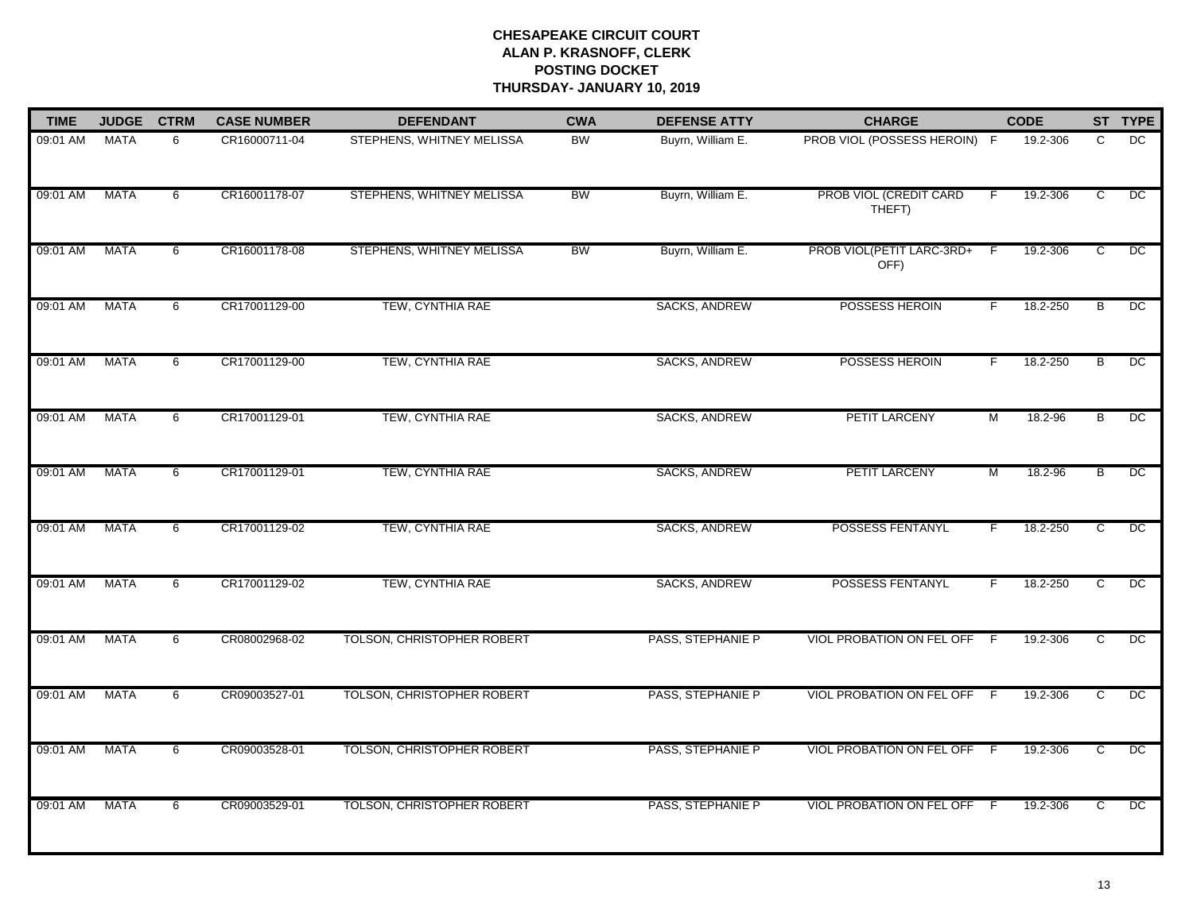**CHESAPEAKE CIRCUIT COURT**
**ALAN P. KRASNOFF, CLERK**
**POSTING DOCKET**
**THURSDAY- JANUARY 10, 2019**

| TIME | JUDGE | CTRM | CASE NUMBER | DEFENDANT | CWA | DEFENSE ATTY | CHARGE | | CODE | ST | TYPE |
|---|---|---|---|---|---|---|---|---|---|---|---|
| 09:01 AM | MATA | 6 | CR16000711-04 | STEPHENS, WHITNEY MELISSA | BW | Buyrn, William E. | PROB VIOL (POSSESS HEROIN) | F | 19.2-306 | C | DC |
| 09:01 AM | MATA | 6 | CR16001178-07 | STEPHENS, WHITNEY MELISSA | BW | Buyrn, William E. | PROB VIOL (CREDIT CARD THEFT) | F | 19.2-306 | C | DC |
| 09:01 AM | MATA | 6 | CR16001178-08 | STEPHENS, WHITNEY MELISSA | BW | Buyrn, William E. | PROB VIOL(PETIT LARC-3RD+ OFF) | F | 19.2-306 | C | DC |
| 09:01 AM | MATA | 6 | CR17001129-00 | TEW, CYNTHIA RAE | | SACKS, ANDREW | POSSESS HEROIN | F | 18.2-250 | B | DC |
| 09:01 AM | MATA | 6 | CR17001129-00 | TEW, CYNTHIA RAE | | SACKS, ANDREW | POSSESS HEROIN | F | 18.2-250 | B | DC |
| 09:01 AM | MATA | 6 | CR17001129-01 | TEW, CYNTHIA RAE | | SACKS, ANDREW | PETIT LARCENY | M | 18.2-96 | B | DC |
| 09:01 AM | MATA | 6 | CR17001129-01 | TEW, CYNTHIA RAE | | SACKS, ANDREW | PETIT LARCENY | M | 18.2-96 | B | DC |
| 09:01 AM | MATA | 6 | CR17001129-02 | TEW, CYNTHIA RAE | | SACKS, ANDREW | POSSESS FENTANYL | F | 18.2-250 | C | DC |
| 09:01 AM | MATA | 6 | CR17001129-02 | TEW, CYNTHIA RAE | | SACKS, ANDREW | POSSESS FENTANYL | F | 18.2-250 | C | DC |
| 09:01 AM | MATA | 6 | CR08002968-02 | TOLSON, CHRISTOPHER ROBERT | | PASS, STEPHANIE P | VIOL PROBATION ON FEL OFF | F | 19.2-306 | C | DC |
| 09:01 AM | MATA | 6 | CR09003527-01 | TOLSON, CHRISTOPHER ROBERT | | PASS, STEPHANIE P | VIOL PROBATION ON FEL OFF | F | 19.2-306 | C | DC |
| 09:01 AM | MATA | 6 | CR09003528-01 | TOLSON, CHRISTOPHER ROBERT | | PASS, STEPHANIE P | VIOL PROBATION ON FEL OFF | F | 19.2-306 | C | DC |
| 09:01 AM | MATA | 6 | CR09003529-01 | TOLSON, CHRISTOPHER ROBERT | | PASS, STEPHANIE P | VIOL PROBATION ON FEL OFF | F | 19.2-306 | C | DC |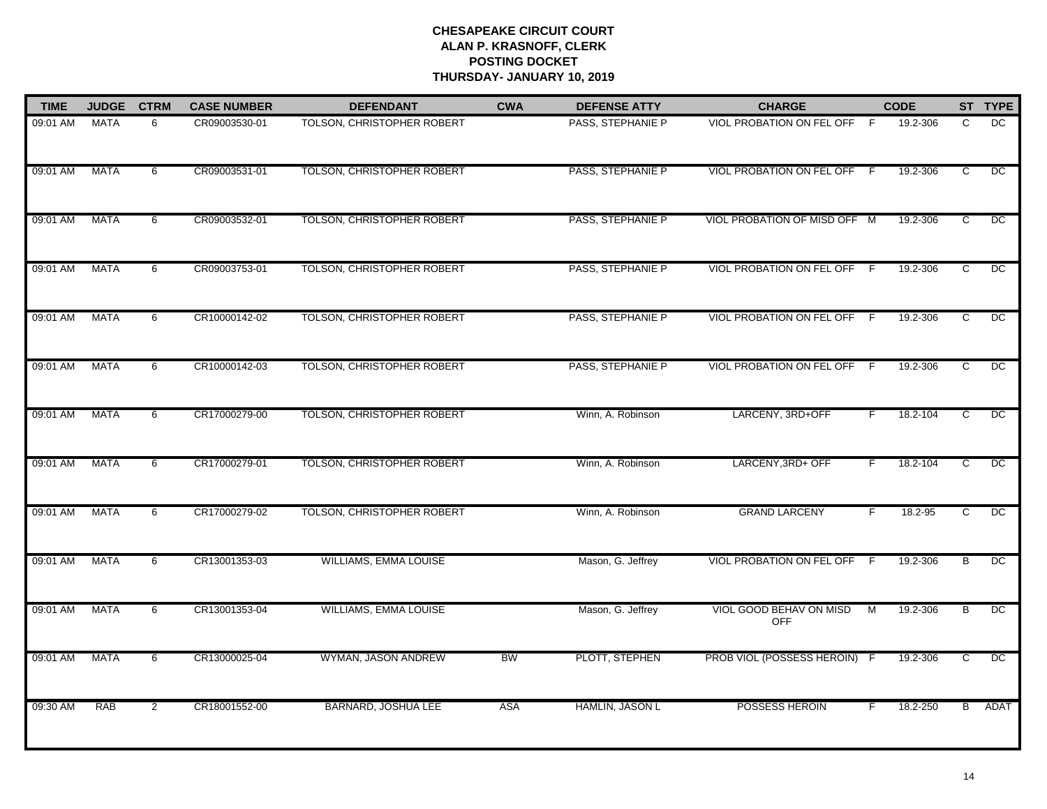**CHESAPEAKE CIRCUIT COURT**
**ALAN P. KRASNOFF, CLERK**
**POSTING DOCKET**
**THURSDAY- JANUARY 10, 2019**

| TIME | JUDGE | CTRM | CASE NUMBER | DEFENDANT | CWA | DEFENSE ATTY | CHARGE | | CODE | ST | TYPE |
|---|---|---|---|---|---|---|---|---|---|---|---|
| 09:01 AM | MATA | 6 | CR09003530-01 | TOLSON, CHRISTOPHER ROBERT | | PASS, STEPHANIE P | VIOL PROBATION ON FEL OFF | F | 19.2-306 | C | DC |
| 09:01 AM | MATA | 6 | CR09003531-01 | TOLSON, CHRISTOPHER ROBERT | | PASS, STEPHANIE P | VIOL PROBATION ON FEL OFF | F | 19.2-306 | C | DC |
| 09:01 AM | MATA | 6 | CR09003532-01 | TOLSON, CHRISTOPHER ROBERT | | PASS, STEPHANIE P | VIOL PROBATION OF MISD OFF | M | 19.2-306 | C | DC |
| 09:01 AM | MATA | 6 | CR09003753-01 | TOLSON, CHRISTOPHER ROBERT | | PASS, STEPHANIE P | VIOL PROBATION ON FEL OFF | F | 19.2-306 | C | DC |
| 09:01 AM | MATA | 6 | CR10000142-02 | TOLSON, CHRISTOPHER ROBERT | | PASS, STEPHANIE P | VIOL PROBATION ON FEL OFF | F | 19.2-306 | C | DC |
| 09:01 AM | MATA | 6 | CR10000142-03 | TOLSON, CHRISTOPHER ROBERT | | PASS, STEPHANIE P | VIOL PROBATION ON FEL OFF | F | 19.2-306 | C | DC |
| 09:01 AM | MATA | 6 | CR17000279-00 | TOLSON, CHRISTOPHER ROBERT | | Winn, A. Robinson | LARCENY, 3RD+OFF | F | 18.2-104 | C | DC |
| 09:01 AM | MATA | 6 | CR17000279-01 | TOLSON, CHRISTOPHER ROBERT | | Winn, A. Robinson | LARCENY,3RD+ OFF | F | 18.2-104 | C | DC |
| 09:01 AM | MATA | 6 | CR17000279-02 | TOLSON, CHRISTOPHER ROBERT | | Winn, A. Robinson | GRAND LARCENY | F | 18.2-95 | C | DC |
| 09:01 AM | MATA | 6 | CR13001353-03 | WILLIAMS, EMMA LOUISE | | Mason, G. Jeffrey | VIOL PROBATION ON FEL OFF | F | 19.2-306 | B | DC |
| 09:01 AM | MATA | 6 | CR13001353-04 | WILLIAMS, EMMA LOUISE | | Mason, G. Jeffrey | VIOL GOOD BEHAV ON MISD OFF | M | 19.2-306 | B | DC |
| 09:01 AM | MATA | 6 | CR13000025-04 | WYMAN, JASON ANDREW | BW | PLOTT, STEPHEN | PROB VIOL (POSSESS HEROIN) | F | 19.2-306 | C | DC |
| 09:30 AM | RAB | 2 | CR18001552-00 | BARNARD, JOSHUA LEE | ASA | HAMLIN, JASON L | POSSESS HEROIN | F | 18.2-250 | B | ADAT |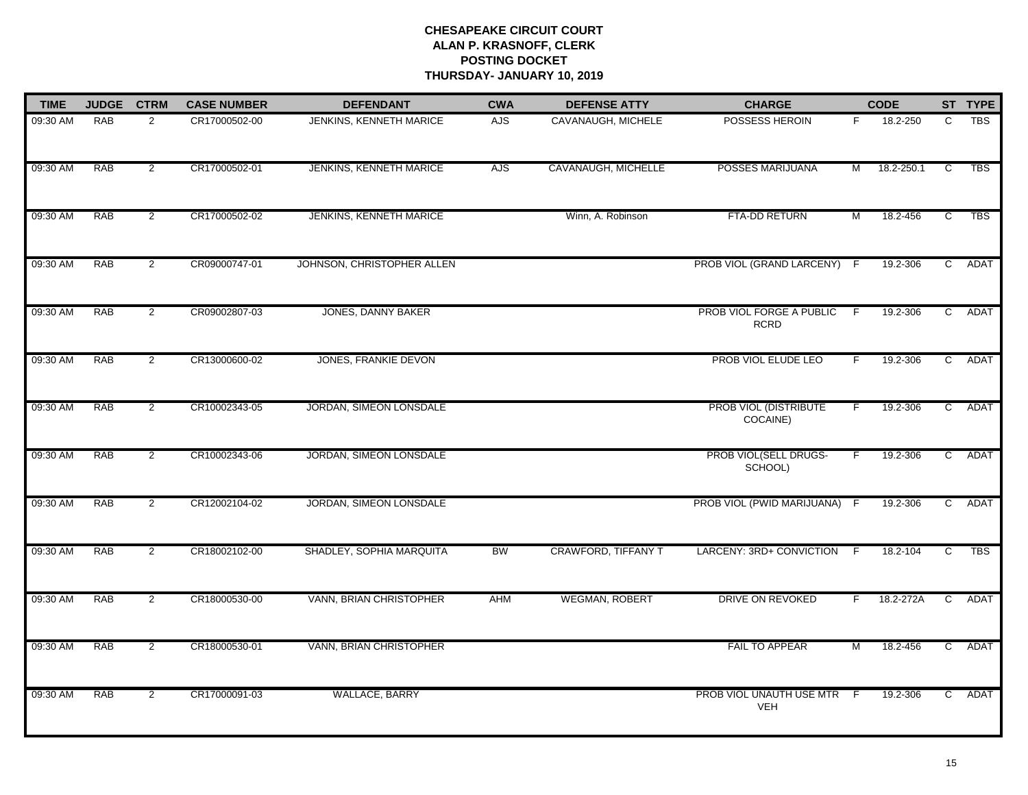**CHESAPEAKE CIRCUIT COURT**
**ALAN P. KRASNOFF, CLERK**
**POSTING DOCKET**
**THURSDAY- JANUARY 10, 2019**

| TIME | JUDGE | CTRM | CASE NUMBER | DEFENDANT | CWA | DEFENSE ATTY | CHARGE | | CODE | ST | TYPE |
|---|---|---|---|---|---|---|---|---|---|---|---|
| 09:30 AM | RAB | 2 | CR17000502-00 | JENKINS, KENNETH MARICE | AJS | CAVANAUGH, MICHELE | POSSESS HEROIN | F | 18.2-250 | C | TBS |
| 09:30 AM | RAB | 2 | CR17000502-01 | JENKINS, KENNETH MARICE | AJS | CAVANAUGH, MICHELLE | POSSES MARIJUANA | M | 18.2-250.1 | C | TBS |
| 09:30 AM | RAB | 2 | CR17000502-02 | JENKINS, KENNETH MARICE | | Winn, A. Robinson | FTA-DD RETURN | M | 18.2-456 | C | TBS |
| 09:30 AM | RAB | 2 | CR09000747-01 | JOHNSON, CHRISTOPHER ALLEN | | | PROB VIOL (GRAND LARCENY) | F | 19.2-306 | C | ADAT |
| 09:30 AM | RAB | 2 | CR09002807-03 | JONES, DANNY BAKER | | | PROB VIOL FORGE A PUBLIC RCRD | F | 19.2-306 | C | ADAT |
| 09:30 AM | RAB | 2 | CR13000600-02 | JONES, FRANKIE DEVON | | | PROB VIOL ELUDE LEO | F | 19.2-306 | C | ADAT |
| 09:30 AM | RAB | 2 | CR10002343-05 | JORDAN, SIMEON LONSDALE | | | PROB VIOL (DISTRIBUTE COCAINE) | F | 19.2-306 | C | ADAT |
| 09:30 AM | RAB | 2 | CR10002343-06 | JORDAN, SIMEON LONSDALE | | | PROB VIOL(SELL DRUGS-SCHOOL) | F | 19.2-306 | C | ADAT |
| 09:30 AM | RAB | 2 | CR12002104-02 | JORDAN, SIMEON LONSDALE | | | PROB VIOL (PWID MARIJUANA) | F | 19.2-306 | C | ADAT |
| 09:30 AM | RAB | 2 | CR18002102-00 | SHADLEY, SOPHIA MARQUITA | BW | CRAWFORD, TIFFANY T | LARCENY: 3RD+ CONVICTION | F | 18.2-104 | C | TBS |
| 09:30 AM | RAB | 2 | CR18000530-00 | VANN, BRIAN CHRISTOPHER | AHM | WEGMAN, ROBERT | DRIVE ON REVOKED | F | 18.2-272A | C | ADAT |
| 09:30 AM | RAB | 2 | CR18000530-01 | VANN, BRIAN CHRISTOPHER | | | FAIL TO APPEAR | M | 18.2-456 | C | ADAT |
| 09:30 AM | RAB | 2 | CR17000091-03 | WALLACE, BARRY | | | PROB VIOL UNAUTH USE MTR VEH | F | 19.2-306 | C | ADAT |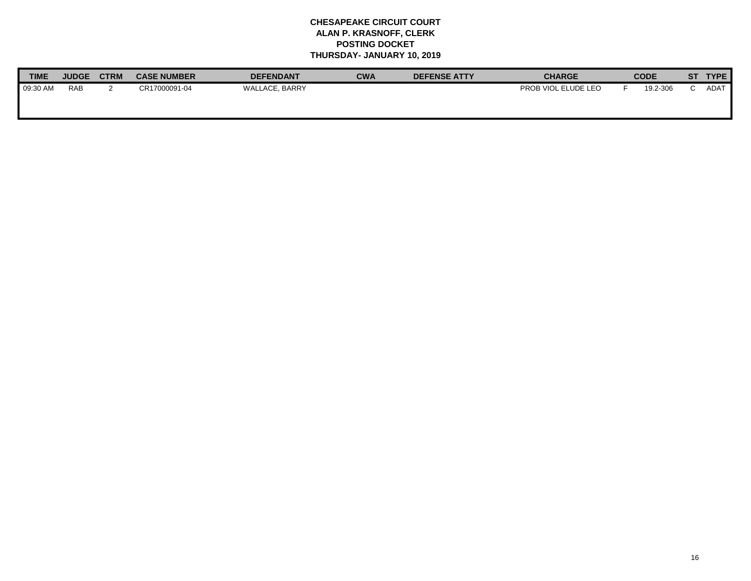**CHESAPEAKE CIRCUIT COURT**
**ALAN P. KRASNOFF, CLERK**
**POSTING DOCKET**
**THURSDAY- JANUARY 10, 2019**

| TIME | JUDGE | CTRM | CASE NUMBER | DEFENDANT | CWA | DEFENSE ATTY | CHARGE | | CODE | ST | TYPE |
|---|---|---|---|---|---|---|---|---|---|---|---|
| 09:30 AM | RAB | 2 | CR17000091-04 | WALLACE, BARRY | | | PROB VIOL ELUDE LEO | F | 19.2-306 | C | ADAT |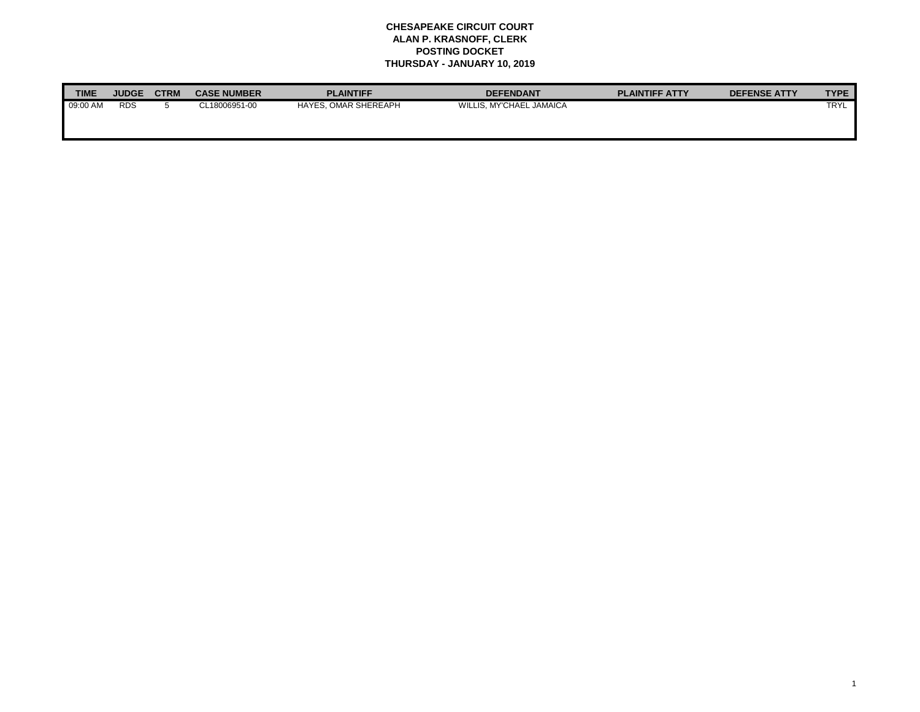**CHESAPEAKE CIRCUIT COURT**
**ALAN P. KRASNOFF, CLERK**
**POSTING DOCKET**
**THURSDAY - JANUARY 10, 2019**

| TIME | JUDGE | CTRM | CASE NUMBER | PLAINTIFF | DEFENDANT | PLAINTIFF ATTY | DEFENSE ATTY | TYPE |
|---|---|---|---|---|---|---|---|---|
| 09:00 AM | RDS | 5 | CL18006951-00 | HAYES, OMAR SHEREAPH | WILLIS, MY'CHAEL JAMAICA | | | TRYL |